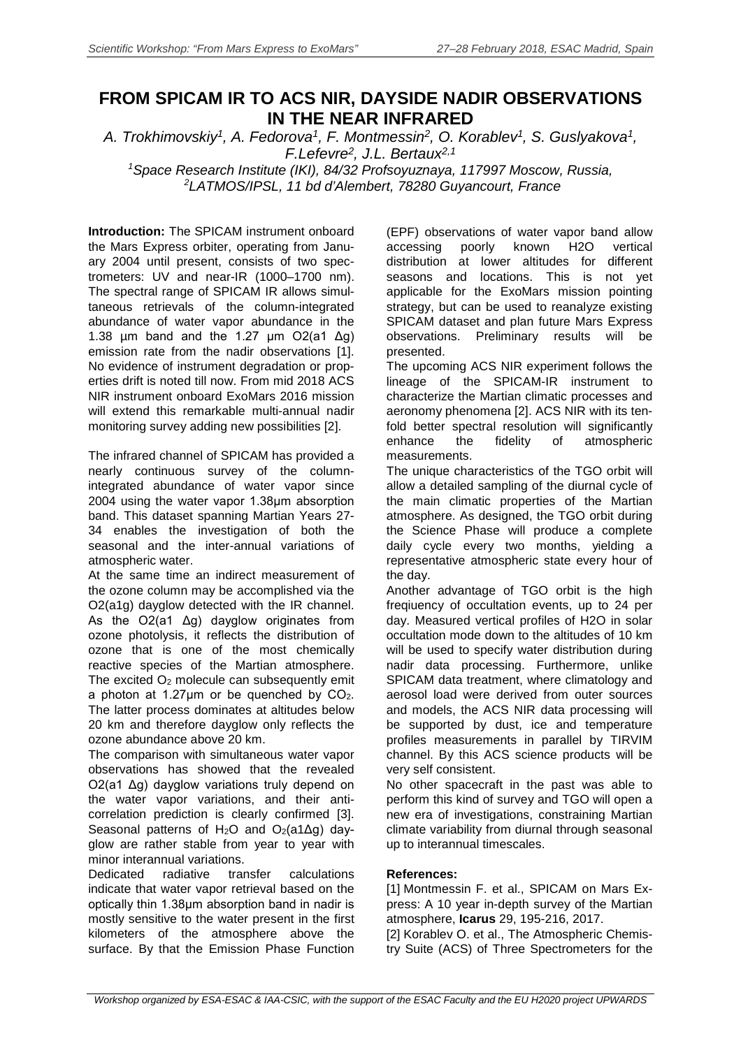# FROM SPICAM IR TO ACS NIR, DAYSIDE NADIR OBSERVATIONS IN THE NEAR INFRARED

*A. Trokhimovskiy[1], A. Fedorova[1], F. Montmessin[2], O. Korablev[1], S. Guslyakova[1], F.Lefevre[2], J.L. Bertaux[2,1]*

*[1]Space Research Institute (IKI), 84/32 Profsoyuznaya, 117997 Moscow, Russia,*
*[2]LATMOS/IPSL, 11 bd d'Alembert, 78280 Guyancourt, France*

**Introduction:** The SPICAM instrument onboard the Mars Express orbiter, operating from January 2004 until present, consists of two spectrometers: UV and near-IR (1000–1700 nm). The spectral range of SPICAM IR allows simultaneous retrievals of the column-integrated abundance of water vapor abundance in the 1.38 µm band and the 1.27 µm O2(a1 Δg) emission rate from the nadir observations [1]. No evidence of instrument degradation or properties drift is noted till now. From mid 2018 ACS NIR instrument onboard ExoMars 2016 mission will extend this remarkable multi-annual nadir monitoring survey adding new possibilities [2].

The infrared channel of SPICAM has provided a nearly continuous survey of the column-integrated abundance of water vapor since 2004 using the water vapor 1.38µm absorption band. This dataset spanning Martian Years 27-34 enables the investigation of both the seasonal and the inter-annual variations of atmospheric water.

At the same time an indirect measurement of the ozone column may be accomplished via the O2(a1g) dayglow detected with the IR channel. As the O2(a1 Δg) dayglow originates from ozone photolysis, it reflects the distribution of ozone that is one of the most chemically reactive species of the Martian atmosphere. The excited $O_2$ molecule can subsequently emit a photon at 1.27µm or be quenched by $CO_2$. The latter process dominates at altitudes below 20 km and therefore dayglow only reflects the ozone abundance above 20 km.

The comparison with simultaneous water vapor observations has showed that the revealed O2(a1 Δg) dayglow variations truly depend on the water vapor variations, and their anti-correlation prediction is clearly confirmed [3]. Seasonal patterns of $H_2O$ and $O_2$(a1Δg) dayglow are rather stable from year to year with minor interannual variations.

Dedicated radiative transfer calculations indicate that water vapor retrieval based on the optically thin 1.38µm absorption band in nadir is mostly sensitive to the water present in the first kilometers of the atmosphere above the surface. By that the Emission Phase Function (EPF) observations of water vapor band allow accessing poorly known H2O vertical distribution at lower altitudes for different seasons and locations. This is not yet applicable for the ExoMars mission pointing strategy, but can be used to reanalyze existing SPICAM dataset and plan future Mars Express observations. Preliminary results will be presented.

The upcoming ACS NIR experiment follows the lineage of the SPICAM-IR instrument to characterize the Martian climatic processes and aeronomy phenomena [2]. ACS NIR with its ten-fold better spectral resolution will significantly enhance the fidelity of atmospheric measurements.

The unique characteristics of the TGO orbit will allow a detailed sampling of the diurnal cycle of the main climatic properties of the Martian atmosphere. As designed, the TGO orbit during the Science Phase will produce a complete daily cycle every two months, yielding a representative atmospheric state every hour of the day.

Another advantage of TGO orbit is the high freqiuency of occultation events, up to 24 per day. Measured vertical profiles of H2O in solar occultation mode down to the altitudes of 10 km will be used to specify water distribution during nadir data processing. Furthermore, unlike SPICAM data treatment, where climatology and aerosol load were derived from outer sources and models, the ACS NIR data processing will be supported by dust, ice and temperature profiles measurements in parallel by TIRVIM channel. By this ACS science products will be very self consistent.

No other spacecraft in the past was able to perform this kind of survey and TGO will open a new era of investigations, constraining Martian climate variability from diurnal through seasonal up to interannual timescales.

**References:**

[1] Montmessin F. et al., SPICAM on Mars Express: A 10 year in-depth survey of the Martian atmosphere, **Icarus** 29, 195-216, 2017.

[2] Korablev O. et al., The Atmospheric Chemistry Suite (ACS) of Three Spectrometers for the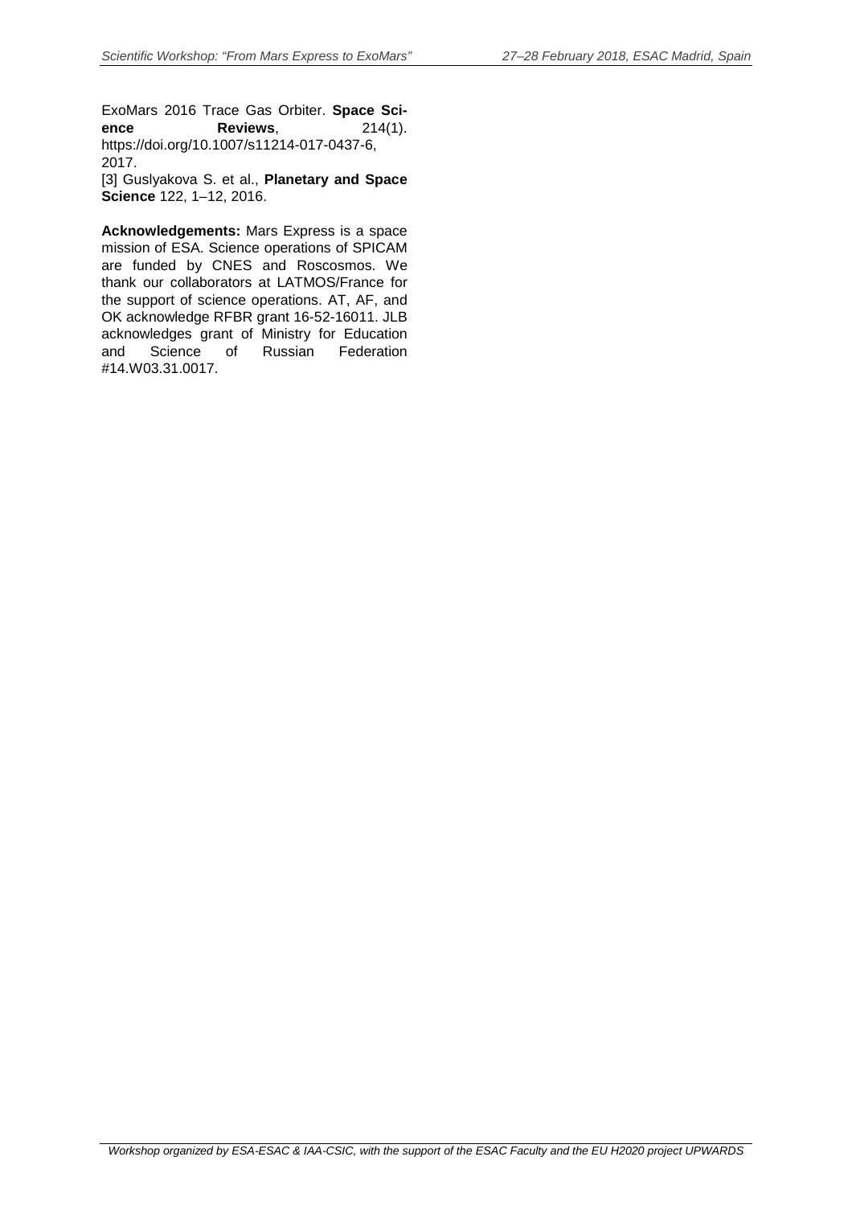ExoMars 2016 Trace Gas Orbiter. **Space Science Reviews**, 214(1). https://doi.org/10.1007/s11214-017-0437-6, 2017.

[3] Guslyakova S. et al., **Planetary and Space Science** 122, 1–12, 2016.

**Acknowledgements:** Mars Express is a space mission of ESA. Science operations of SPICAM are funded by CNES and Roscosmos. We thank our collaborators at LATMOS/France for the support of science operations. AT, AF, and OK acknowledge RFBR grant 16-52-16011. JLB acknowledges grant of Ministry for Education and Science of Russian Federation #14.W03.31.0017.